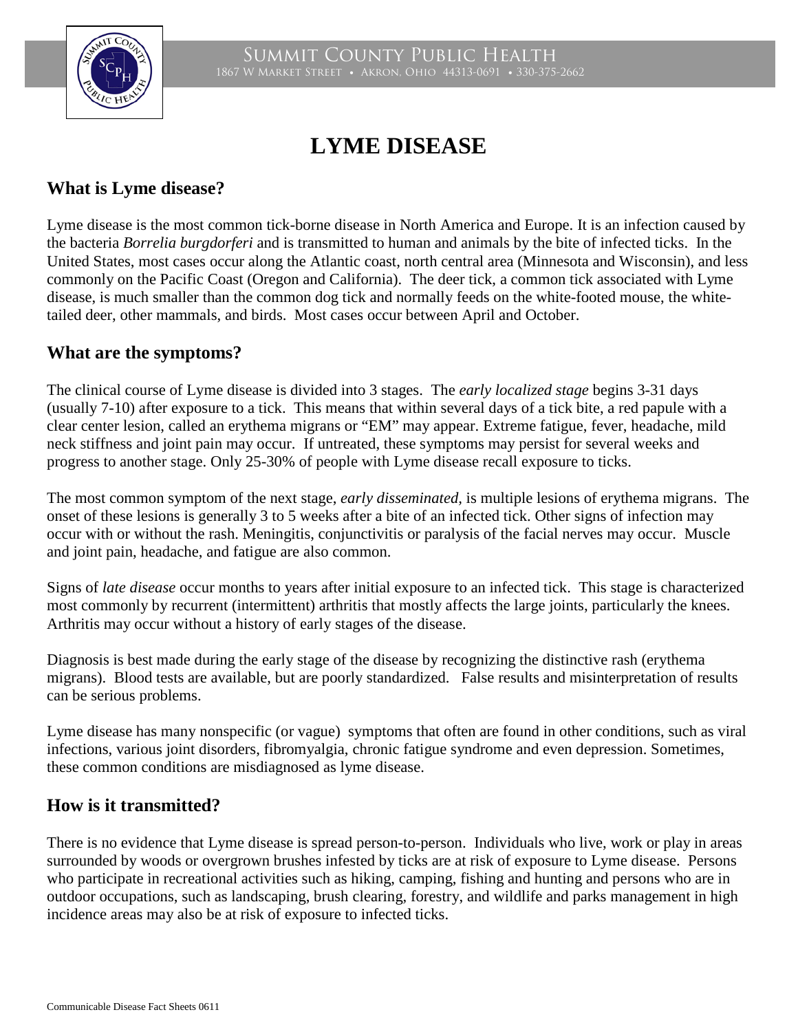# LYME DISEASE

## What is Lyme disease?

Lyme disease is the most common tick-borne disease in North America and Europe. It is an infection caused by the bacteria *Borrelia burgdorferi* and is transmitted to human and animals by the bite of infected ticks. In the United States, most cases occur along the Atlantic coast, north central area (Minnesota and Wisconsin), and less commonly on the Pacific Coast (Oregon and California). The deer tick, a common tick associated with Lyme disease, is much smaller than the common dog tick and normally feeds on the white-footed mouse, the white-tailed deer, other mammals, and birds. Most cases occur between April and October.

## What are the symptoms?

The clinical course of Lyme disease is divided into 3 stages. The *early localized stage* begins 3-31 days (usually 7-10) after exposure to a tick. This means that within several days of a tick bite, a red papule with a clear center lesion, called an erythema migrans or "EM" may appear. Extreme fatigue, fever, headache, mild neck stiffness and joint pain may occur. If untreated, these symptoms may persist for several weeks and progress to another stage. Only 25-30% of people with Lyme disease recall exposure to ticks.

The most common symptom of the next stage, *early disseminated,* is multiple lesions of erythema migrans. The onset of these lesions is generally 3 to 5 weeks after a bite of an infected tick. Other signs of infection may occur with or without the rash. Meningitis, conjunctivitis or paralysis of the facial nerves may occur. Muscle and joint pain, headache, and fatigue are also common.

Signs of *late disease* occur months to years after initial exposure to an infected tick. This stage is characterized most commonly by recurrent (intermittent) arthritis that mostly affects the large joints, particularly the knees. Arthritis may occur without a history of early stages of the disease.

Diagnosis is best made during the early stage of the disease by recognizing the distinctive rash (erythema migrans). Blood tests are available, but are poorly standardized. False results and misinterpretation of results can be serious problems.

Lyme disease has many nonspecific (or vague) symptoms that often are found in other conditions, such as viral infections, various joint disorders, fibromyalgia, chronic fatigue syndrome and even depression. Sometimes, these common conditions are misdiagnosed as lyme disease.

## How is it transmitted?

There is no evidence that Lyme disease is spread person-to-person. Individuals who live, work or play in areas surrounded by woods or overgrown brushes infested by ticks are at risk of exposure to Lyme disease. Persons who participate in recreational activities such as hiking, camping, fishing and hunting and persons who are in outdoor occupations, such as landscaping, brush clearing, forestry, and wildlife and parks management in high incidence areas may also be at risk of exposure to infected ticks.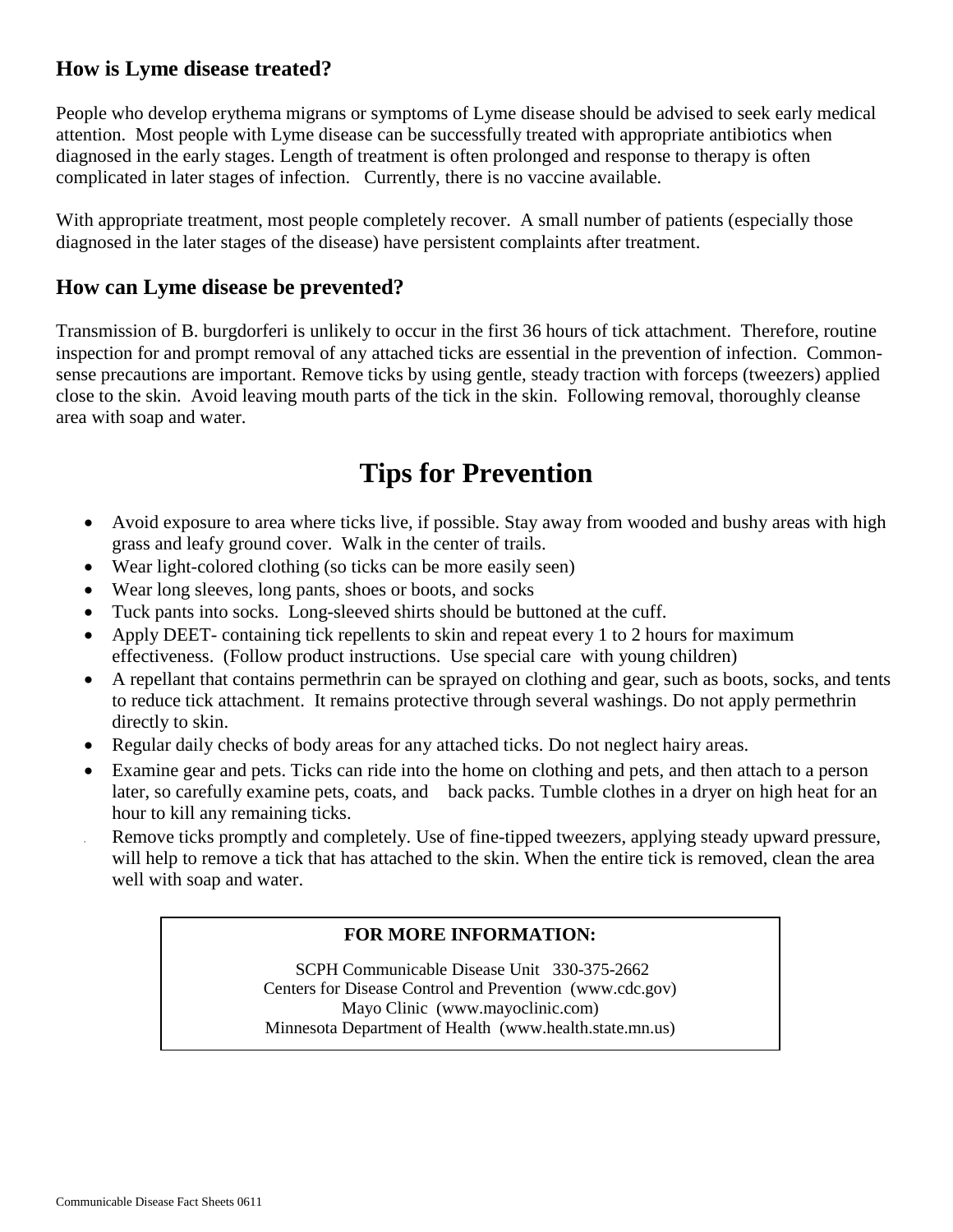## How is Lyme disease treated?

People who develop erythema migrans or symptoms of Lyme disease should be advised to seek early medical attention. Most people with Lyme disease can be successfully treated with appropriate antibiotics when diagnosed in the early stages. Length of treatment is often prolonged and response to therapy is often complicated in later stages of infection. Currently, there is no vaccine available.

With appropriate treatment, most people completely recover. A small number of patients (especially those diagnosed in the later stages of the disease) have persistent complaints after treatment.

## How can Lyme disease be prevented?

Transmission of B. burgdorferi is unlikely to occur in the first 36 hours of tick attachment. Therefore, routine inspection for and prompt removal of any attached ticks are essential in the prevention of infection. Common-sense precautions are important. Remove ticks by using gentle, steady traction with forceps (tweezers) applied close to the skin. Avoid leaving mouth parts of the tick in the skin. Following removal, thoroughly cleanse area with soap and water.

# Tips for Prevention

- Avoid exposure to area where ticks live, if possible. Stay away from wooded and bushy areas with high grass and leafy ground cover. Walk in the center of trails.
- Wear light-colored clothing (so ticks can be more easily seen)
- Wear long sleeves, long pants, shoes or boots, and socks
- Tuck pants into socks. Long-sleeved shirts should be buttoned at the cuff.
- Apply DEET- containing tick repellents to skin and repeat every 1 to 2 hours for maximum effectiveness. (Follow product instructions. Use special care with young children)
- A repellant that contains permethrin can be sprayed on clothing and gear, such as boots, socks, and tents to reduce tick attachment. It remains protective through several washings. Do not apply permethrin directly to skin.
- Regular daily checks of body areas for any attached ticks. Do not neglect hairy areas.
- Examine gear and pets. Ticks can ride into the home on clothing and pets, and then attach to a person later, so carefully examine pets, coats, and back packs. Tumble clothes in a dryer on high heat for an hour to kill any remaining ticks.
- Remove ticks promptly and completely. Use of fine-tipped tweezers, applying steady upward pressure, will help to remove a tick that has attached to the skin. When the entire tick is removed, clean the area well with soap and water.

**FOR MORE INFORMATION:**

SCPH Communicable Disease Unit 330-375-2662
Centers for Disease Control and Prevention (www.cdc.gov)
Mayo Clinic (www.mayoclinic.com)
Minnesota Department of Health (www.health.state.mn.us)